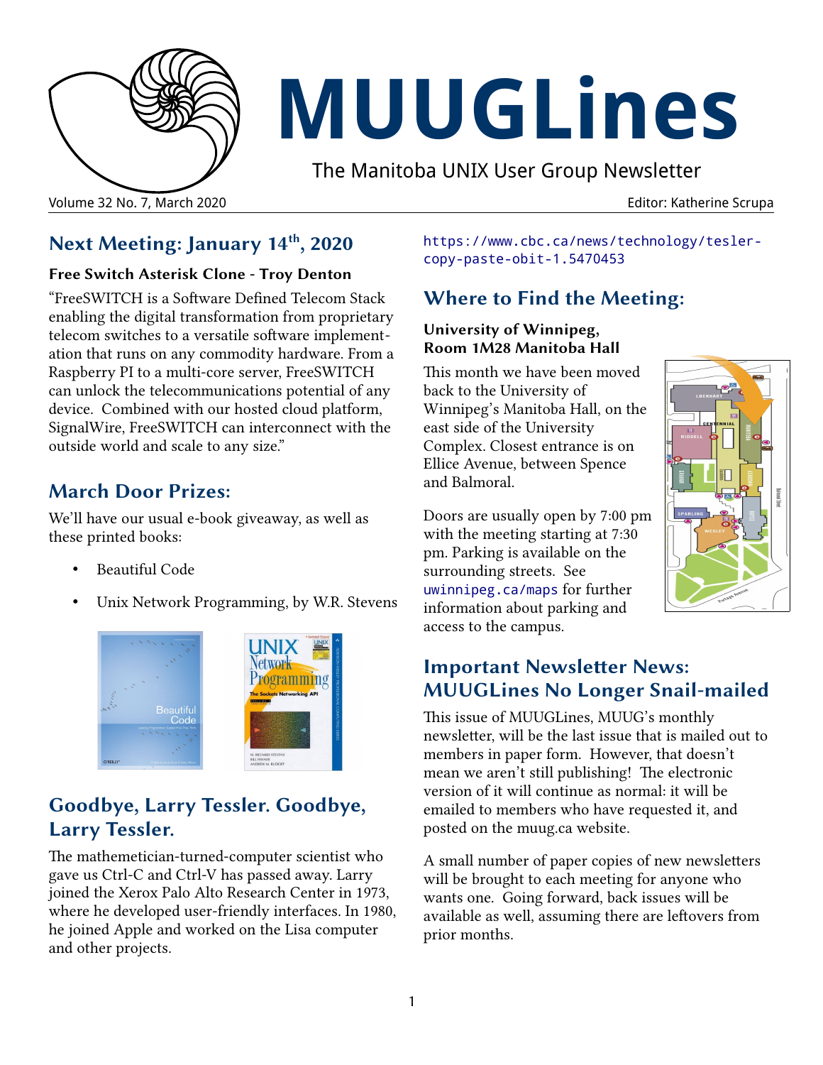# MUUGLines

The Manitoba UNIX User Group Newsletter

Volume 32 No. 7, March 2020 Editor: Katherine Scrupa

## Next Meeting: January 14th, 2020

### Free Switch Asterisk Clone - Troy Denton

"FreeSWITCH is a Software Defined Telecom Stack enabling the digital transformation from proprietary telecom switches to a versatile software implementation that runs on any commodity hardware. From a Raspberry PI to a multi-core server, FreeSWITCH can unlock the telecommunications potential of any device. Combined with our hosted cloud platform, SignalWire, FreeSWITCH can interconnect with the outside world and scale to any size."

## March Door Prizes:

We'll have our usual e-book giveaway, as well as these printed books:

- Beautiful Code
- Unix Network Programming, by W.R. Stevens

## Goodbye, Larry Tessler. Goodbye, Larry Tessler.

The mathemetician-turned-computer scientist who gave us Ctrl-C and Ctrl-V has passed away. Larry joined the Xerox Palo Alto Research Center in 1973, where he developed user-friendly interfaces. In 1980, he joined Apple and worked on the Lisa computer and other projects.

https://www.cbc.ca/news/technology/tesler-copy-paste-obit-1.5470453

## Where to Find the Meeting:

### University of Winnipeg, Room 1M28 Manitoba Hall

This month we have been moved back to the University of Winnipeg's Manitoba Hall, on the east side of the University Complex. Closest entrance is on Ellice Avenue, between Spence and Balmoral.

Doors are usually open by 7:00 pm with the meeting starting at 7:30 pm. Parking is available on the surrounding streets. See uwinnipeg.ca/maps for further information about parking and access to the campus.

## Important Newsletter News: MUUGLines No Longer Snail-mailed

This issue of MUUGLines, MUUG's monthly newsletter, will be the last issue that is mailed out to members in paper form. However, that doesn't mean we aren't still publishing! The electronic version of it will continue as normal: it will be emailed to members who have requested it, and posted on the muug.ca website.

A small number of paper copies of new newsletters will be brought to each meeting for anyone who wants one. Going forward, back issues will be available as well, assuming there are leftovers from prior months.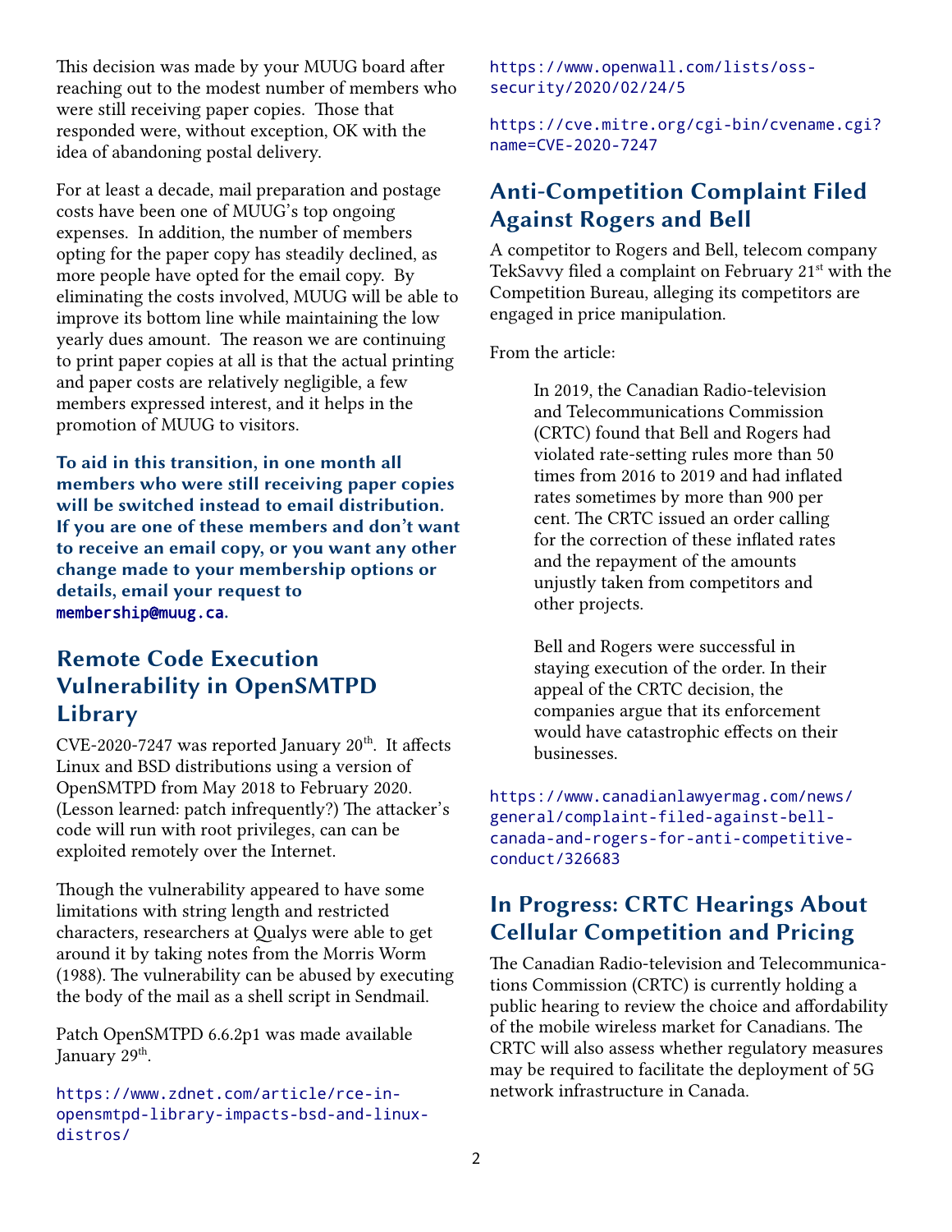This decision was made by your MUUG board after reaching out to the modest number of members who were still receiving paper copies. Those that responded were, without exception, OK with the idea of abandoning postal delivery.

For at least a decade, mail preparation and postage costs have been one of MUUG's top ongoing expenses. In addition, the number of members opting for the paper copy has steadily declined, as more people have opted for the email copy. By eliminating the costs involved, MUUG will be able to improve its bottom line while maintaining the low yearly dues amount. The reason we are continuing to print paper copies at all is that the actual printing and paper costs are relatively negligible, a few members expressed interest, and it helps in the promotion of MUUG to visitors.

**To aid in this transition, in one month all members who were still receiving paper copies will be switched instead to email distribution. If you are one of these members and don't want to receive an email copy, or you want any other change made to your membership options or details, email your request to membership@muug.ca.**

## Remote Code Execution Vulnerability in OpenSMTPD Library

CVE-2020-7247 was reported January 20th. It affects Linux and BSD distributions using a version of OpenSMTPD from May 2018 to February 2020. (Lesson learned: patch infrequently?) The attacker's code will run with root privileges, can can be exploited remotely over the Internet.

Though the vulnerability appeared to have some limitations with string length and restricted characters, researchers at Qualys were able to get around it by taking notes from the Morris Worm (1988). The vulnerability can be abused by executing the body of the mail as a shell script in Sendmail.

Patch OpenSMTPD 6.6.2p1 was made available January 29th.

https://www.zdnet.com/article/rce-in-opensmtpd-library-impacts-bsd-and-linux-distros/

https://www.openwall.com/lists/oss-security/2020/02/24/5

https://cve.mitre.org/cgi-bin/cvename.cgi?name=CVE-2020-7247

## Anti-Competition Complaint Filed Against Rogers and Bell

A competitor to Rogers and Bell, telecom company TekSavvy filed a complaint on February 21st with the Competition Bureau, alleging its competitors are engaged in price manipulation.

From the article:

> In 2019, the Canadian Radio-television and Telecommunications Commission (CRTC) found that Bell and Rogers had violated rate-setting rules more than 50 times from 2016 to 2019 and had inflated rates sometimes by more than 900 per cent. The CRTC issued an order calling for the correction of these inflated rates and the repayment of the amounts unjustly taken from competitors and other projects.
>
> Bell and Rogers were successful in staying execution of the order. In their appeal of the CRTC decision, the companies argue that its enforcement would have catastrophic effects on their businesses.

https://www.canadianlawyermag.com/news/general/complaint-filed-against-bell-canada-and-rogers-for-anti-competitive-conduct/326683

## In Progress: CRTC Hearings About Cellular Competition and Pricing

The Canadian Radio-television and Telecommunications Commission (CRTC) is currently holding a public hearing to review the choice and affordability of the mobile wireless market for Canadians. The CRTC will also assess whether regulatory measures may be required to facilitate the deployment of 5G network infrastructure in Canada.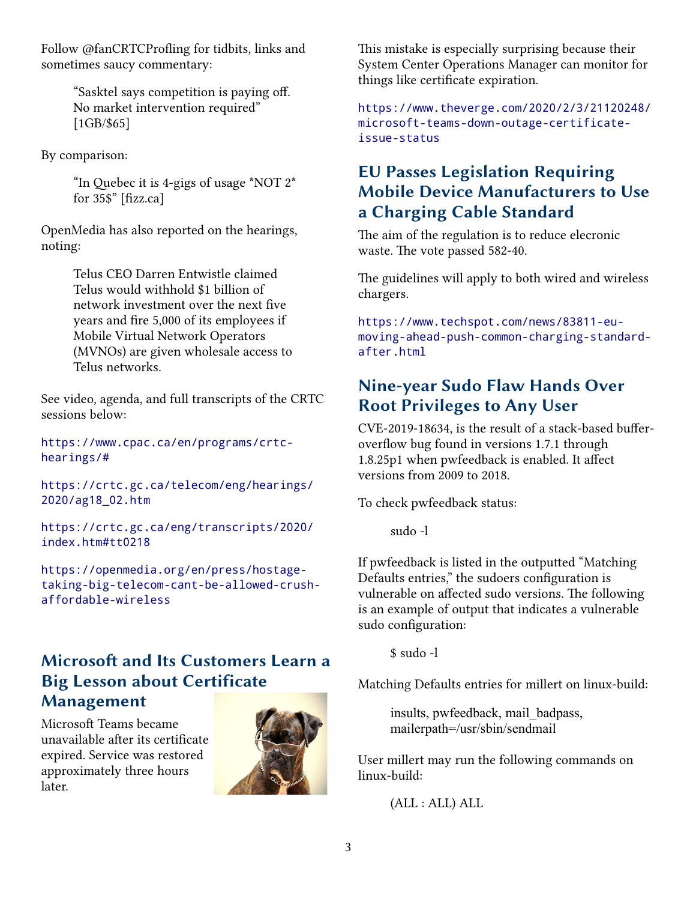Follow @fanCRTCProfling for tidbits, links and sometimes saucy commentary:

> "Sasktel says competition is paying off. No market intervention required" [1GB/$65]

By comparison:

> "In Quebec it is 4-gigs of usage *NOT 2* for 35$" [fizz.ca]

OpenMedia has also reported on the hearings, noting:

> Telus CEO Darren Entwistle claimed Telus would withhold $1 billion of network investment over the next five years and fire 5,000 of its employees if Mobile Virtual Network Operators (MVNOs) are given wholesale access to Telus networks.

See video, agenda, and full transcripts of the CRTC sessions below:

https://www.cpac.ca/en/programs/crtc-hearings/#

https://crtc.gc.ca/telecom/eng/hearings/2020/ag18_02.htm

https://crtc.gc.ca/eng/transcripts/2020/index.htm#tt0218

https://openmedia.org/en/press/hostage-taking-big-telecom-cant-be-allowed-crush-affordable-wireless

## Microsoft and Its Customers Learn a Big Lesson about Certificate Management

Microsoft Teams became unavailable after its certificate expired. Service was restored approximately three hours later.

This mistake is especially surprising because their System Center Operations Manager can monitor for things like certificate expiration.

https://www.theverge.com/2020/2/3/21120248/microsoft-teams-down-outage-certificate-issue-status

## EU Passes Legislation Requiring Mobile Device Manufacturers to Use a Charging Cable Standard

The aim of the regulation is to reduce elecronic waste. The vote passed 582-40.

The guidelines will apply to both wired and wireless chargers.

https://www.techspot.com/news/83811-eu-moving-ahead-push-common-charging-standard-after.html

## Nine-year Sudo Flaw Hands Over Root Privileges to Any User

CVE-2019-18634, is the result of a stack-based buffer-overflow bug found in versions 1.7.1 through 1.8.25p1 when pwfeedback is enabled. It affect versions from 2009 to 2018.

To check pwfeedback status:

```
sudo -l
```

If pwfeedback is listed in the outputted "Matching Defaults entries," the sudoers configuration is vulnerable on affected sudo versions. The following is an example of output that indicates a vulnerable sudo configuration:

```
$ sudo -l
```

Matching Defaults entries for millert on linux-build:

```
insults, pwfeedback, mail_badpass,
mailerpath=/usr/sbin/sendmail
```

User millert may run the following commands on linux-build:

```
(ALL : ALL) ALL
```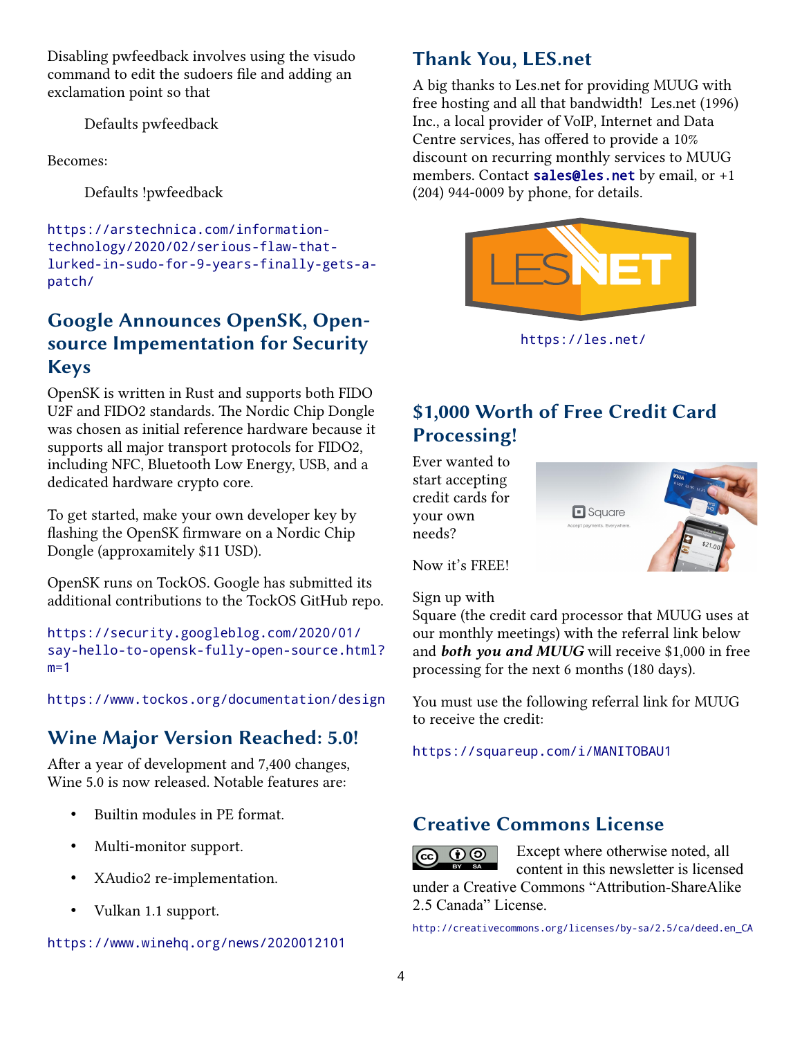Disabling pwfeedback involves using the visudo command to edit the sudoers file and adding an exclamation point so that

```
Defaults pwfeedback
```

Becomes:

```
Defaults !pwfeedback
```

https://arstechnica.com/information-technology/2020/02/serious-flaw-that-lurked-in-sudo-for-9-years-finally-gets-a-patch/

## Google Announces OpenSK, Open-source Impementation for Security Keys

OpenSK is written in Rust and supports both FIDO U2F and FIDO2 standards. The Nordic Chip Dongle was chosen as initial reference hardware because it supports all major transport protocols for FIDO2, including NFC, Bluetooth Low Energy, USB, and a dedicated hardware crypto core.

To get started, make your own developer key by flashing the OpenSK firmware on a Nordic Chip Dongle (approxamitely $11 USD).

OpenSK runs on TockOS. Google has submitted its additional contributions to the TockOS GitHub repo.

https://security.googleblog.com/2020/01/say-hello-to-opensk-fully-open-source.html?m=1

https://www.tockos.org/documentation/design

## Wine Major Version Reached: 5.0!

After a year of development and 7,400 changes, Wine 5.0 is now released. Notable features are:

- Builtin modules in PE format.
- Multi-monitor support.
- XAudio2 re-implementation.
- Vulkan 1.1 support.

https://www.winehq.org/news/2020012101

## Thank You, LES.net

A big thanks to Les.net for providing MUUG with free hosting and all that bandwidth! Les.net (1996) Inc., a local provider of VoIP, Internet and Data Centre services, has offered to provide a 10% discount on recurring monthly services to MUUG members. Contact **sales@les.net** by email, or +1 (204) 944-0009 by phone, for details.

https://les.net/

## $1,000 Worth of Free Credit Card Processing!

Ever wanted to start accepting credit cards for your own needs?

Now it's FREE!

Sign up with Square (the credit card processor that MUUG uses at our monthly meetings) with the referral link below and ***both you and MUUG*** will receive $1,000 in free processing for the next 6 months (180 days).

You must use the following referral link for MUUG to receive the credit:

https://squareup.com/i/MANITOBAU1

## Creative Commons License

Except where otherwise noted, all content in this newsletter is licensed under a Creative Commons "Attribution-ShareAlike 2.5 Canada" License.

http://creativecommons.org/licenses/by-sa/2.5/ca/deed.en_CA